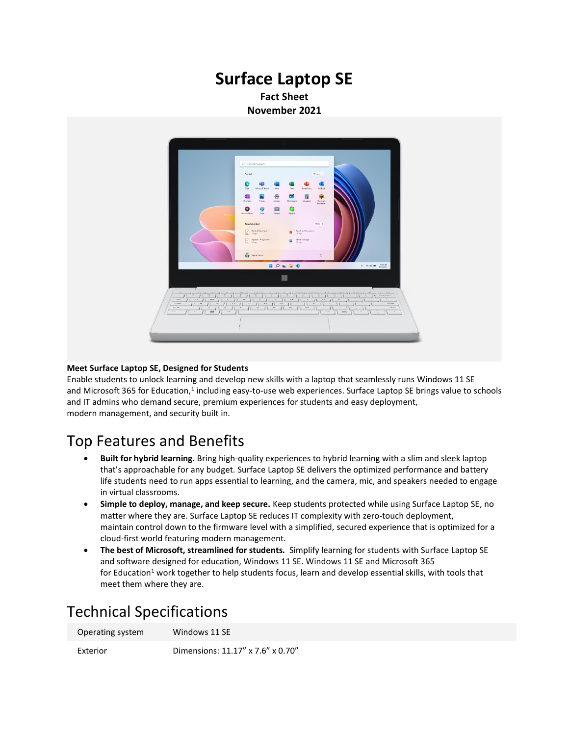# Surface Laptop SE

**Fact Sheet**
**November 2021**

**Meet Surface Laptop SE, Designed for Students**
Enable students to unlock learning and develop new skills with a laptop that seamlessly runs Windows 11 SE and Microsoft 365 for Education,[1] including easy-to-use web experiences. Surface Laptop SE brings value to schools and IT admins who demand secure, premium experiences for students and easy deployment, modern management, and security built in.

## Top Features and Benefits

- **Built for hybrid learning.** Bring high-quality experiences to hybrid learning with a slim and sleek laptop that's approachable for any budget. Surface Laptop SE delivers the optimized performance and battery life students need to run apps essential to learning, and the camera, mic, and speakers needed to engage in virtual classrooms.
- **Simple to deploy, manage, and keep secure.** Keep students protected while using Surface Laptop SE, no matter where they are. Surface Laptop SE reduces IT complexity with zero-touch deployment, maintain control down to the firmware level with a simplified, secured experience that is optimized for a cloud-first world featuring modern management.
- **The best of Microsoft, streamlined for students.** Simplify learning for students with Surface Laptop SE and software designed for education, Windows 11 SE. Windows 11 SE and Microsoft 365 for Education[1] work together to help students focus, learn and develop essential skills, with tools that meet them where they are.

## Technical Specifications

| | |
|---|---|
| Operating system | Windows 11 SE |
| Exterior | Dimensions: 11.17" x 7.6" x 0.70" |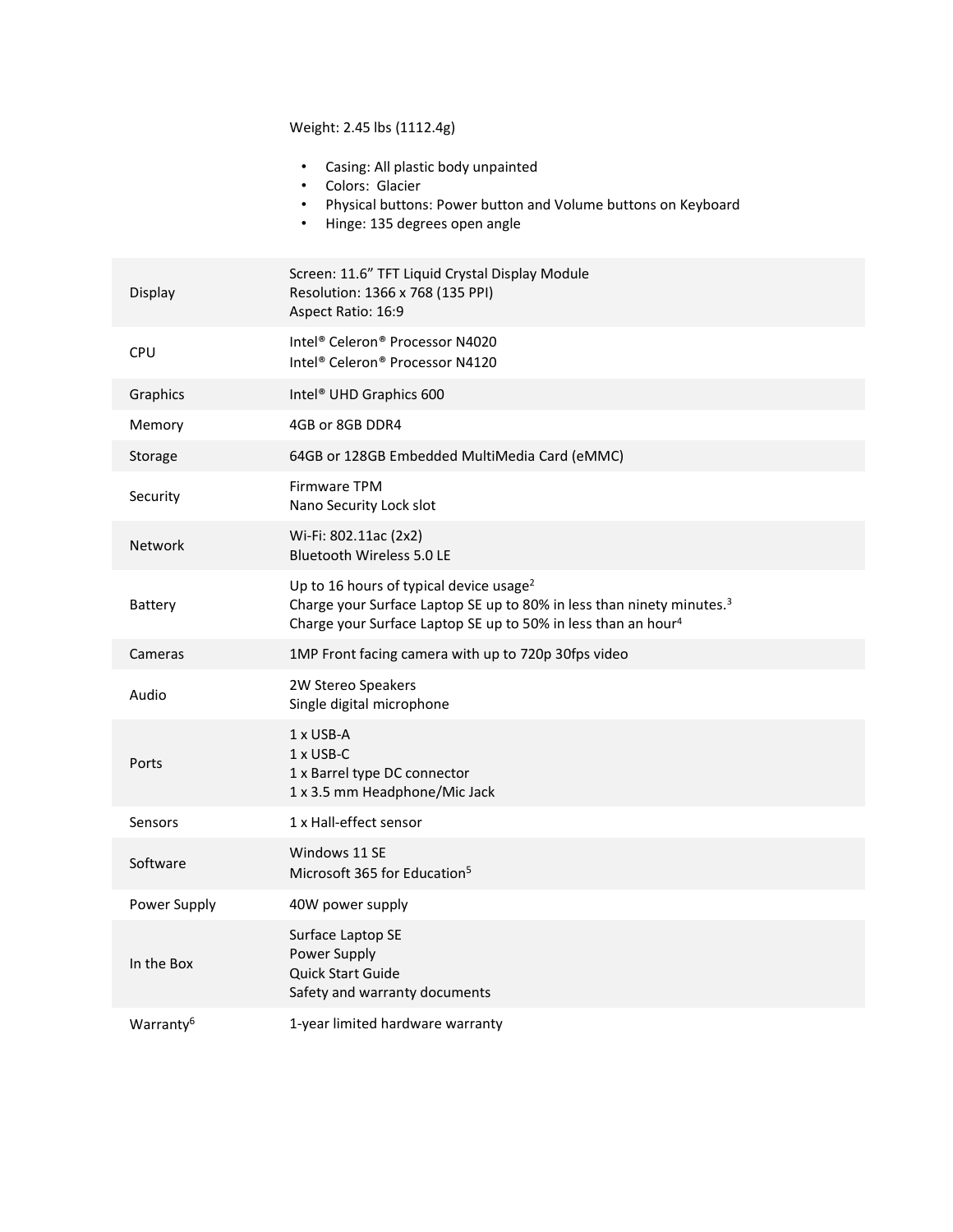Weight: 2.45 lbs (1112.4g)

- Casing: All plastic body unpainted
- Colors: Glacier
- Physical buttons: Power button and Volume buttons on Keyboard
- Hinge: 135 degrees open angle

| | |
|---|---|
| Display | Screen: 11.6” TFT Liquid Crystal Display Module<br>Resolution: 1366 x 768 (135 PPI)<br>Aspect Ratio: 16:9 |
| CPU | Intel® Celeron® Processor N4020<br>Intel® Celeron® Processor N4120 |
| Graphics | Intel® UHD Graphics 600 |
| Memory | 4GB or 8GB DDR4 |
| Storage | 64GB or 128GB Embedded MultiMedia Card (eMMC) |
| Security | Firmware TPM<br>Nano Security Lock slot |
| Network | Wi-Fi: 802.11ac (2x2)<br>Bluetooth Wireless 5.0 LE |
| Battery | Up to 16 hours of typical device usage[2]<br>Charge your Surface Laptop SE up to 80% in less than ninety minutes.[3]<br>Charge your Surface Laptop SE up to 50% in less than an hour[4] |
| Cameras | 1MP Front facing camera with up to 720p 30fps video |
| Audio | 2W Stereo Speakers<br>Single digital microphone |
| Ports | 1 x USB-A<br>1 x USB-C<br>1 x Barrel type DC connector<br>1 x 3.5 mm Headphone/Mic Jack |
| Sensors | 1 x Hall-effect sensor |
| Software | Windows 11 SE<br>Microsoft 365 for Education[5] |
| Power Supply | 40W power supply |
| In the Box | Surface Laptop SE<br>Power Supply<br>Quick Start Guide<br>Safety and warranty documents |
| Warranty[6] | 1-year limited hardware warranty |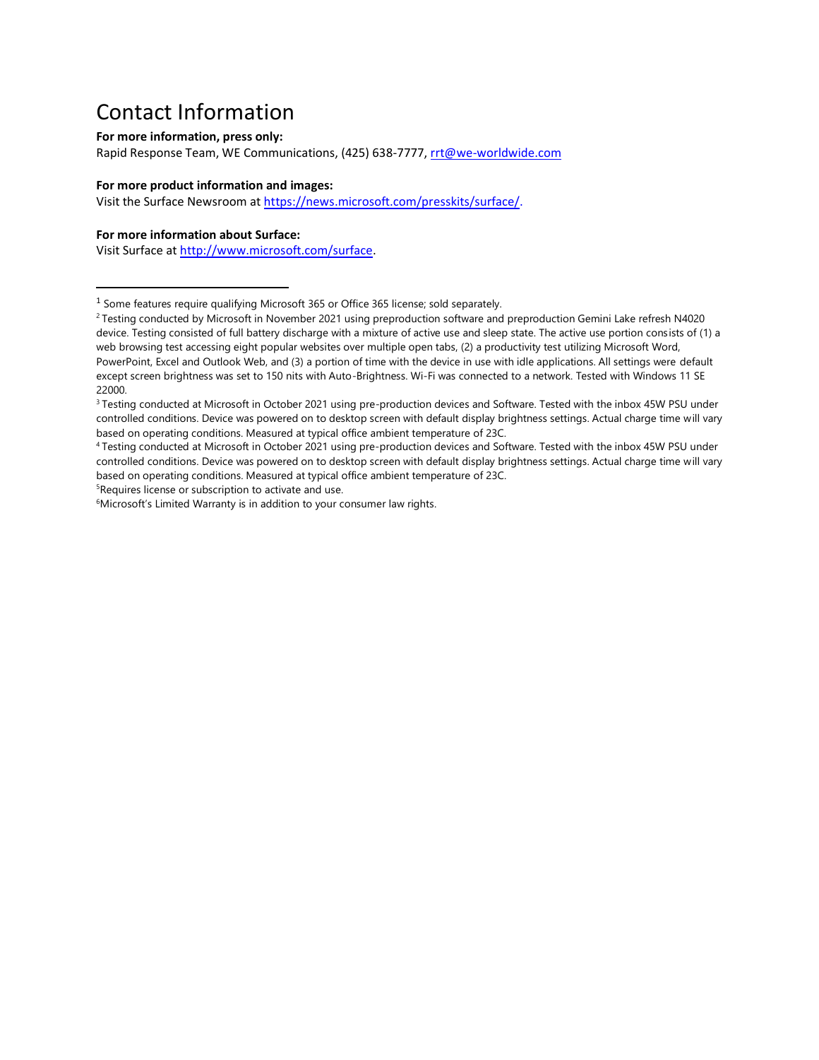# Contact Information

**For more information, press only:**
Rapid Response Team, WE Communications, (425) 638-7777, rrt@we-worldwide.com

**For more product information and images:**
Visit the Surface Newsroom at https://news.microsoft.com/presskits/surface/.

**For more information about Surface:**
Visit Surface at http://www.microsoft.com/surface.

---

[1] Some features require qualifying Microsoft 365 or Office 365 license; sold separately.

[2] Testing conducted by Microsoft in November 2021 using preproduction software and preproduction Gemini Lake refresh N4020 device. Testing consisted of full battery discharge with a mixture of active use and sleep state. The active use portion consists of (1) a web browsing test accessing eight popular websites over multiple open tabs, (2) a productivity test utilizing Microsoft Word, PowerPoint, Excel and Outlook Web, and (3) a portion of time with the device in use with idle applications. All settings were default except screen brightness was set to 150 nits with Auto-Brightness. Wi-Fi was connected to a network. Tested with Windows 11 SE 22000.

[3] Testing conducted at Microsoft in October 2021 using pre-production devices and Software. Tested with the inbox 45W PSU under controlled conditions. Device was powered on to desktop screen with default display brightness settings. Actual charge time will vary based on operating conditions. Measured at typical office ambient temperature of 23C.

[4] Testing conducted at Microsoft in October 2021 using pre-production devices and Software. Tested with the inbox 45W PSU under controlled conditions. Device was powered on to desktop screen with default display brightness settings. Actual charge time will vary based on operating conditions. Measured at typical office ambient temperature of 23C.

[5] Requires license or subscription to activate and use.

[6] Microsoft's Limited Warranty is in addition to your consumer law rights.